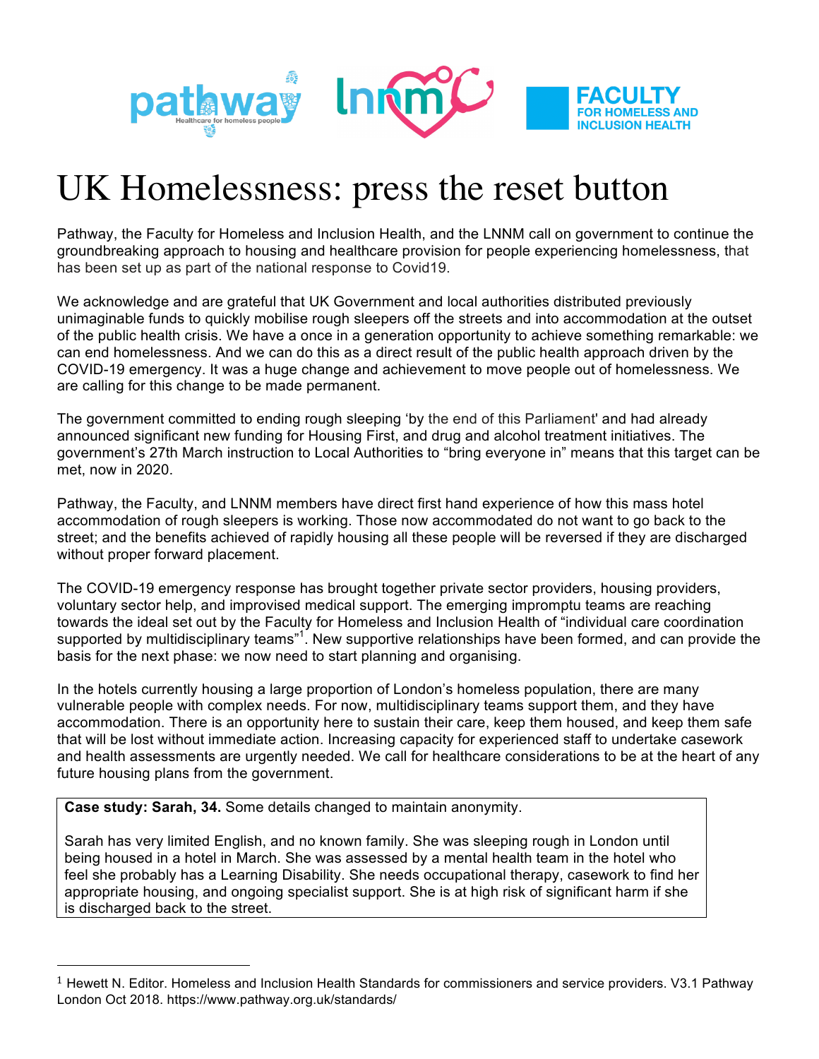# UK Homelessness: press the reset button

Pathway, the Faculty for Homeless and Inclusion Health, and the LNNM call on government to continue the groundbreaking approach to housing and healthcare provision for people experiencing homelessness, that has been set up as part of the national response to Covid19.

We acknowledge and are grateful that UK Government and local authorities distributed previously unimaginable funds to quickly mobilise rough sleepers off the streets and into accommodation at the outset of the public health crisis. We have a once in a generation opportunity to achieve something remarkable: we can end homelessness. And we can do this as a direct result of the public health approach driven by the COVID-19 emergency. It was a huge change and achievement to move people out of homelessness. We are calling for this change to be made permanent.

The government committed to ending rough sleeping 'by the end of this Parliament' and had already announced significant new funding for Housing First, and drug and alcohol treatment initiatives. The government's 27th March instruction to Local Authorities to "bring everyone in" means that this target can be met, now in 2020.

Pathway, the Faculty, and LNNM members have direct first hand experience of how this mass hotel accommodation of rough sleepers is working. Those now accommodated do not want to go back to the street; and the benefits achieved of rapidly housing all these people will be reversed if they are discharged without proper forward placement.

The COVID-19 emergency response has brought together private sector providers, housing providers, voluntary sector help, and improvised medical support. The emerging impromptu teams are reaching towards the ideal set out by the Faculty for Homeless and Inclusion Health of "individual care coordination supported by multidisciplinary teams"[1]. New supportive relationships have been formed, and can provide the basis for the next phase: we now need to start planning and organising.

In the hotels currently housing a large proportion of London's homeless population, there are many vulnerable people with complex needs. For now, multidisciplinary teams support them, and they have accommodation. There is an opportunity here to sustain their care, keep them housed, and keep them safe that will be lost without immediate action. Increasing capacity for experienced staff to undertake casework and health assessments are urgently needed. We call for healthcare considerations to be at the heart of any future housing plans from the government.

> **Case study: Sarah, 34.** Some details changed to maintain anonymity.
>
> Sarah has very limited English, and no known family. She was sleeping rough in London until being housed in a hotel in March. She was assessed by a mental health team in the hotel who feel she probably has a Learning Disability. She needs occupational therapy, casework to find her appropriate housing, and ongoing specialist support. She is at high risk of significant harm if she is discharged back to the street.

[1] Hewett N. Editor. Homeless and Inclusion Health Standards for commissioners and service providers. V3.1 Pathway London Oct 2018. https://www.pathway.org.uk/standards/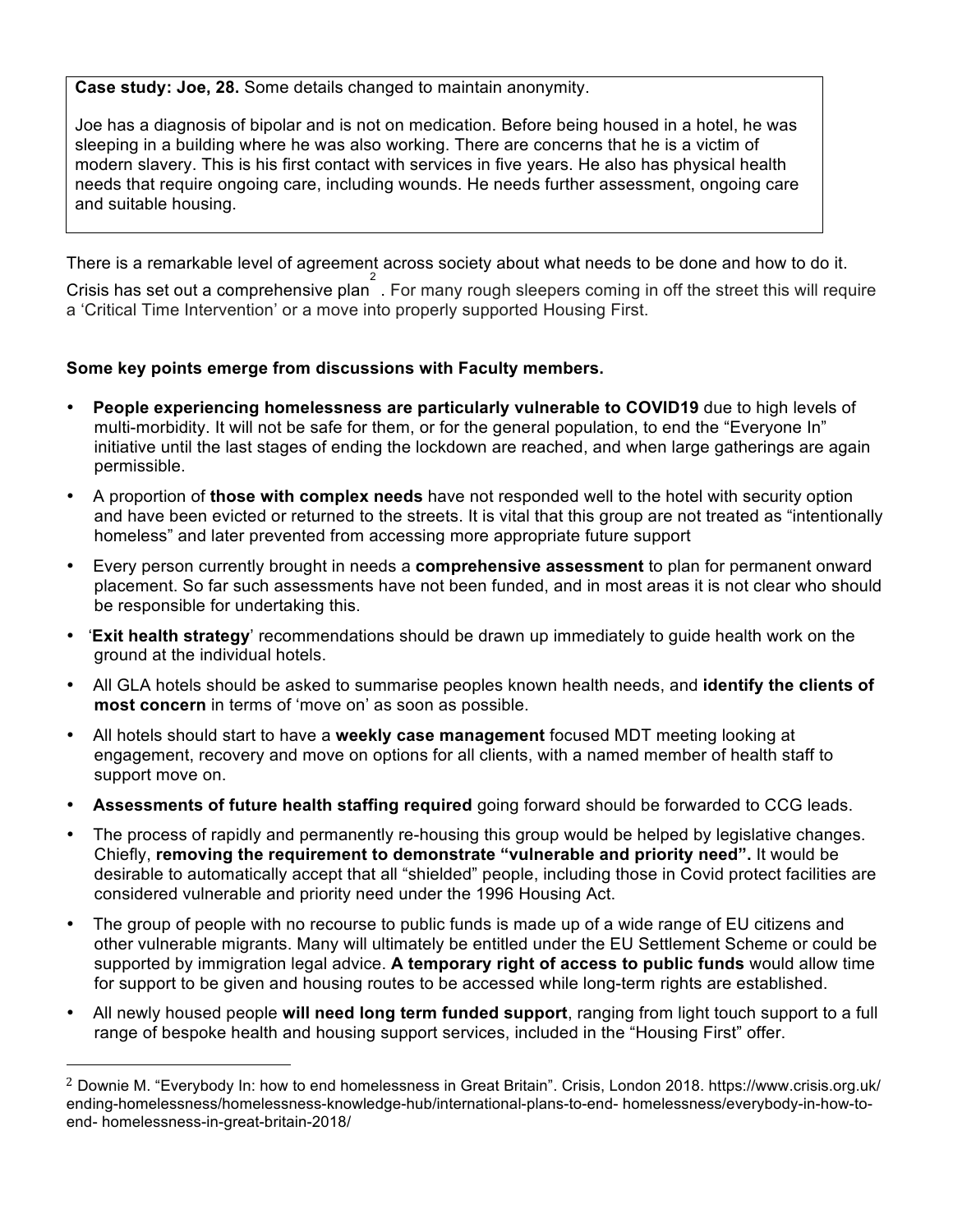**Case study: Joe, 28.** Some details changed to maintain anonymity.

Joe has a diagnosis of bipolar and is not on medication. Before being housed in a hotel, he was sleeping in a building where he was also working. There are concerns that he is a victim of modern slavery. This is his first contact with services in five years. He also has physical health needs that require ongoing care, including wounds. He needs further assessment, ongoing care and suitable housing.

There is a remarkable level of agreement across society about what needs to be done and how to do it. Crisis has set out a comprehensive plan[2]. For many rough sleepers coming in off the street this will require a 'Critical Time Intervention' or a move into properly supported Housing First.

**Some key points emerge from discussions with Faculty members.**

- **People experiencing homelessness are particularly vulnerable to COVID19** due to high levels of multi-morbidity. It will not be safe for them, or for the general population, to end the "Everyone In" initiative until the last stages of ending the lockdown are reached, and when large gatherings are again permissible.
- A proportion of **those with complex needs** have not responded well to the hotel with security option and have been evicted or returned to the streets. It is vital that this group are not treated as "intentionally homeless" and later prevented from accessing more appropriate future support
- Every person currently brought in needs a **comprehensive assessment** to plan for permanent onward placement. So far such assessments have not been funded, and in most areas it is not clear who should be responsible for undertaking this.
- '**Exit health strategy**' recommendations should be drawn up immediately to guide health work on the ground at the individual hotels.
- All GLA hotels should be asked to summarise peoples known health needs, and **identify the clients of most concern** in terms of 'move on' as soon as possible.
- All hotels should start to have a **weekly case management** focused MDT meeting looking at engagement, recovery and move on options for all clients, with a named member of health staff to support move on.
- **Assessments of future health staffing required** going forward should be forwarded to CCG leads.
- The process of rapidly and permanently re-housing this group would be helped by legislative changes. Chiefly, **removing the requirement to demonstrate "vulnerable and priority need".** It would be desirable to automatically accept that all "shielded" people, including those in Covid protect facilities are considered vulnerable and priority need under the 1996 Housing Act.
- The group of people with no recourse to public funds is made up of a wide range of EU citizens and other vulnerable migrants. Many will ultimately be entitled under the EU Settlement Scheme or could be supported by immigration legal advice. **A temporary right of access to public funds** would allow time for support to be given and housing routes to be accessed while long-term rights are established.
- All newly housed people **will need long term funded support**, ranging from light touch support to a full range of bespoke health and housing support services, included in the "Housing First" offer.

---

[2] Downie M. "Everybody In: how to end homelessness in Great Britain". Crisis, London 2018. https://www.crisis.org.uk/ending-homelessness/homelessness-knowledge-hub/international-plans-to-end- homelessness/everybody-in-how-to-end- homelessness-in-great-britain-2018/